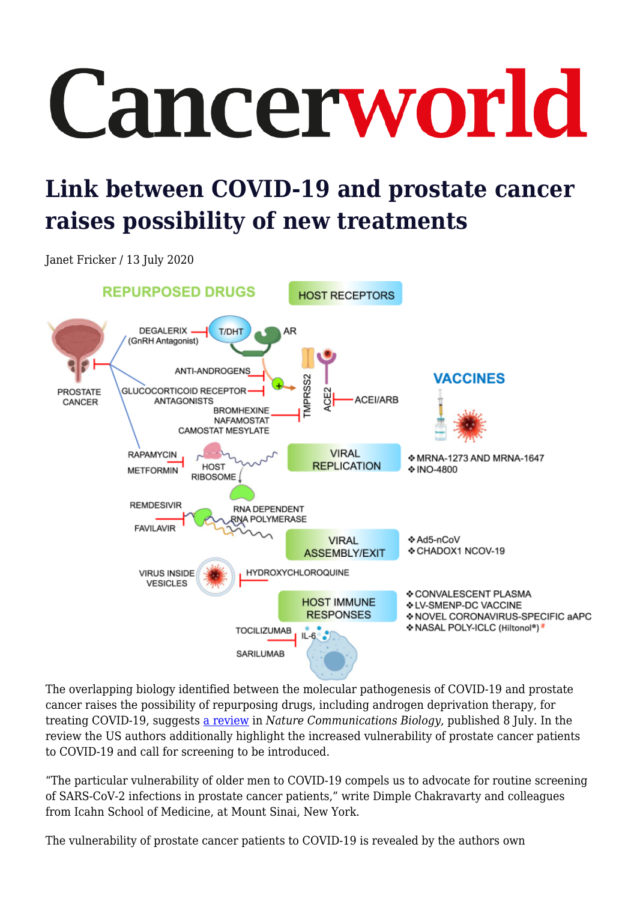# Cancerworld

## Link between COVID-19 and prostate cancer raises possibility of new treatments

Janet Fricker / 13 July 2020

The overlapping biology identified between the molecular pathogenesis of COVID-19 and prostate cancer raises the possibility of repurposing drugs, including androgen deprivation therapy, for treating COVID-19, suggests a review in *Nature Communications Biology*, published 8 July. In the review the US authors additionally highlight the increased vulnerability of prostate cancer patients to COVID-19 and call for screening to be introduced.

"The particular vulnerability of older men to COVID-19 compels us to advocate for routine screening of SARS-CoV-2 infections in prostate cancer patients," write Dimple Chakravarty and colleagues from Icahn School of Medicine, at Mount Sinai, New York.

The vulnerability of prostate cancer patients to COVID-19 is revealed by the authors own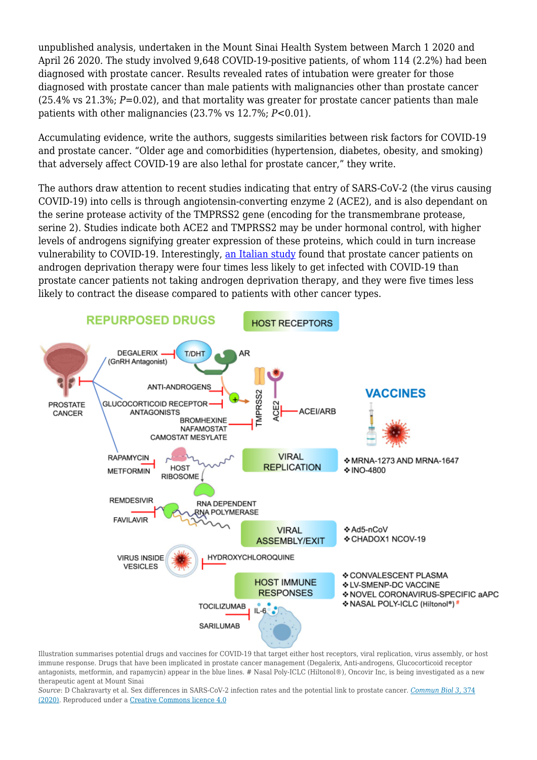unpublished analysis, undertaken in the Mount Sinai Health System between March 1 2020 and April 26 2020. The study involved 9,648 COVID-19-positive patients, of whom 114 (2.2%) had been diagnosed with prostate cancer. Results revealed rates of intubation were greater for those diagnosed with prostate cancer than male patients with malignancies other than prostate cancer (25.4% vs 21.3%; $P=0.02$), and that mortality was greater for prostate cancer patients than male patients with other malignancies (23.7% vs 12.7%; $P<0.01$).

Accumulating evidence, write the authors, suggests similarities between risk factors for COVID-19 and prostate cancer. "Older age and comorbidities (hypertension, diabetes, obesity, and smoking) that adversely affect COVID-19 are also lethal for prostate cancer," they write.

The authors draw attention to recent studies indicating that entry of SARS-CoV-2 (the virus causing COVID-19) into cells is through angiotensin-converting enzyme 2 (ACE2), and is also dependant on the serine protease activity of the TMPRSS2 gene (encoding for the transmembrane protease, serine 2). Studies indicate both ACE2 and TMPRSS2 may be under hormonal control, with higher levels of androgens signifying greater expression of these proteins, which could in turn increase vulnerability to COVID-19. Interestingly, an Italian study found that prostate cancer patients on androgen deprivation therapy were four times less likely to get infected with COVID-19 than prostate cancer patients not taking androgen deprivation therapy, and they were five times less likely to contract the disease compared to patients with other cancer types.

Illustration summarises potential drugs and vaccines for COVID-19 that target either host receptors, viral replication, virus assembly, or host immune response. Drugs that have been implicated in prostate cancer management (Degalerix, Anti-androgens, Glucocorticoid receptor antagonists, metformin, and rapamycin) appear in the blue lines. # Nasal Poly-ICLC (Hiltonol®), Oncovir Inc, is being investigated as a new therapeutic agent at Mount Sinai

*Source*: D Chakravarty et al. Sex differences in SARS-CoV-2 infection rates and the potential link to prostate cancer. *Commun Biol 3, 374 (2020)*. Reproduced under a Creative Commons licence 4.0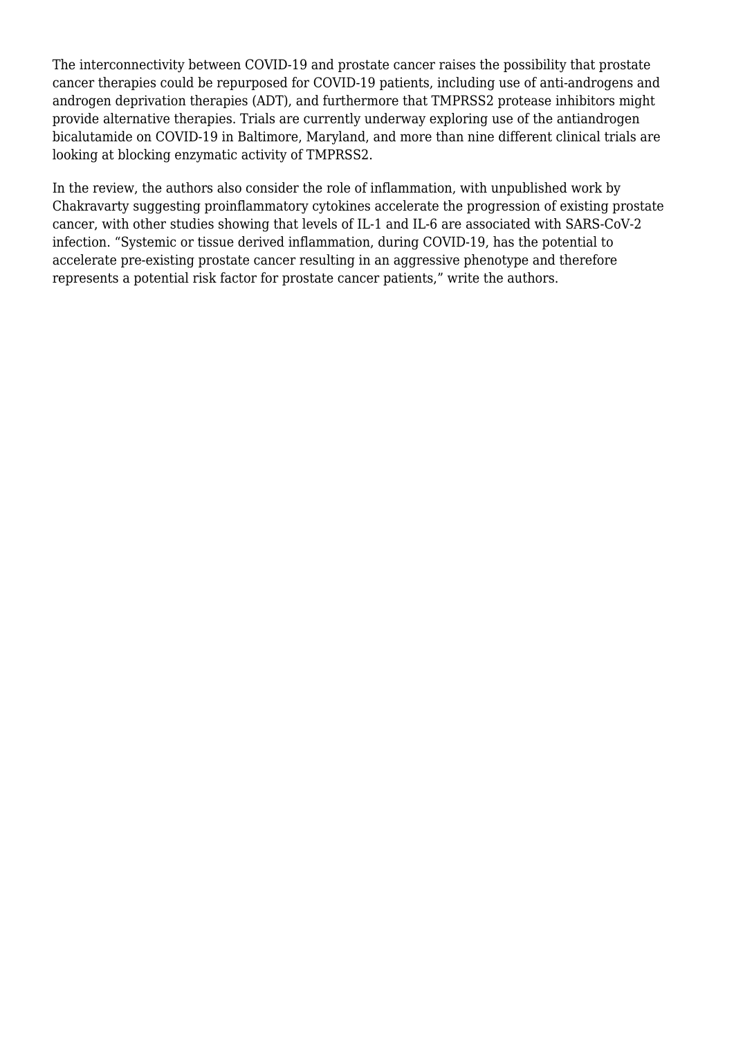The interconnectivity between COVID-19 and prostate cancer raises the possibility that prostate cancer therapies could be repurposed for COVID-19 patients, including use of anti-androgens and androgen deprivation therapies (ADT), and furthermore that TMPRSS2 protease inhibitors might provide alternative therapies. Trials are currently underway exploring use of the antiandrogen bicalutamide on COVID-19 in Baltimore, Maryland, and more than nine different clinical trials are looking at blocking enzymatic activity of TMPRSS2.

In the review, the authors also consider the role of inflammation, with unpublished work by Chakravarty suggesting proinflammatory cytokines accelerate the progression of existing prostate cancer, with other studies showing that levels of IL-1 and IL-6 are associated with SARS-CoV-2 infection. "Systemic or tissue derived inflammation, during COVID-19, has the potential to accelerate pre-existing prostate cancer resulting in an aggressive phenotype and therefore represents a potential risk factor for prostate cancer patients," write the authors.